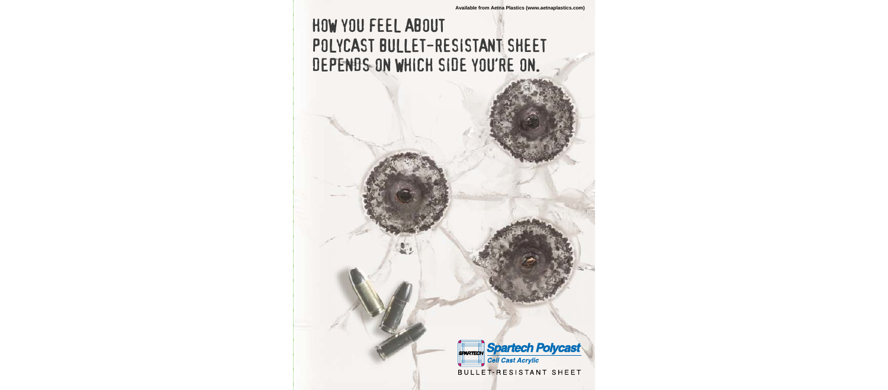Available from Aetna Plastics (www.aetnaplastics.com)

# HOW YOU FEEL ABOUT POLYCAST BULLET-RESISTANT SHEET DEPENDS ON WHICH SIDE YOU'RE ON.

Spartech Polycast
Cell Cast Acrylic

BULLET-RESISTANT SHEET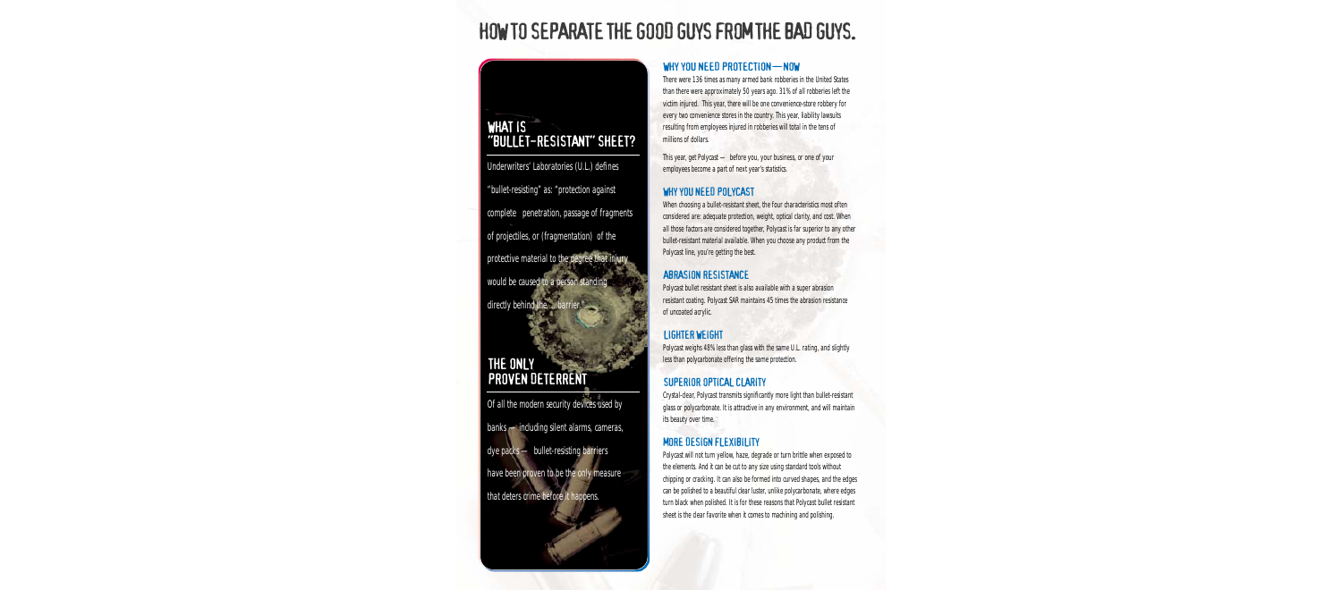# HOW TO SEPARATE THE GOOD GUYS FROM THE BAD GUYS.

## WHAT IS "BULLET-RESISTANT" SHEET?

Underwriters' Laboratories (U.L.) defines "bullet-resisting" as: "protection against complete penetration, passage of fragments of projectiles, or (fragmentation) of the protective material to the degree that injury would be caused to a person standing directly behind the ... barrier."

## THE ONLY PROVEN DETERRENT

Of all the modern security devices used by banks — including silent alarms, cameras, dye packs — bullet-resisting barriers have been proven to be the only measure that deters crime before it happens.

## WHY YOU NEED PROTECTION — NOW

There were 136 times as many armed bank robberies in the United States than there were approximately 50 years ago. 31% of all robberies left the victim injured. This year, there will be one convenience-store robbery for every two convenience stores in the country. This year, liability lawsuits resulting from employees injured in robberies will total in the tens of millions of dollars.

This year, get Polycast — before you, your business, or one of your employees become a part of next year's statistics.

## WHY YOU NEED POLYCAST

When choosing a bullet-resistant sheet, the four characteristics most often considered are: adequate protection, weight, optical clarity, and cost. When all those factors are considered together, Polycast is far superior to any other bullet-resistant material available. When you choose any product from the Polycast line, you're getting the best.

## ABRASION RESISTANCE

Polycast bullet resistant sheet is also available with a super abrasion resistant coating. Polycast SAR maintains 45 times the abrasion resistance of uncoated acrylic.

## LIGHTER WEIGHT

Polycast weighs 48% less than glass with the same U.L. rating, and slightly less than polycarbonate offering the same protection.

## SUPERIOR OPTICAL CLARITY

Crystal-clear, Polycast transmits significantly more light than bullet-resistant glass or polycarbonate. It is attractive in any environment, and will maintain its beauty over time.

## MORE DESIGN FLEXIBILITY

Polycast will not turn yellow, haze, degrade or turn brittle when exposed to the elements. And it can be cut to any size using standard tools without chipping or cracking. It can also be formed into curved shapes, and the edges can be polished to a beautiful clear luster, unlike polycarbonate, where edges turn black when polished. It is for these reasons that Polycast bullet resistant sheet is the clear favorite when it comes to machining and polishing.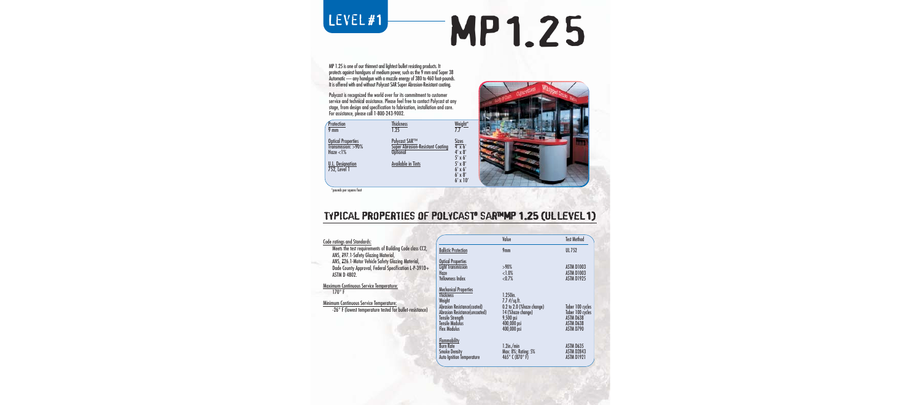LEVEL #1

# MP 1.25

MP 1.25 is one of our thinnest and lightest bullet resisting products. It protects against handguns of medium power, such as the 9 mm and Super 38 Automatic — any handgun with a muzzle energy of 380 to 460 foot-pounds. It is offered with and without Polycast SAR Super Abrasion-Resistant coating.

Polycast is recognized the world over for its commitment to customer service and technical assistance. Please feel free to contact Polycast at any stage, from design and specification to fabrication, installation and care. For assistance, please call 1-800-243-9002.

| Protection | Thickness | Weight* |
|---|---|---|
| 9 mm | 1.25 | 7.7 |

**Optical Properties**
Transmission: >90%
Haze <1%

**Polycast SAR™ Super Abrasion-Resistant Coating**
Optional

**U.L. Designation**
752, Level 1

**Available in Tints**

**Sizes**
4' x 6'
4' x 8'
5' x 6'
5' x 8'
6' x 6'
6' x 8'
6' x 10'

*pounds per square foot

## TYPICAL PROPERTIES OF POLYCAST® SAR™ MP 1.25 (UL LEVEL 1)

**Code ratings and Standards:**
Meets the test requirements of Building Code class CC2, ANS, Z97.1-Safety Glazing Material, ANS, Z26.1-Motor Vehicle Safety Glazing Material, Dade County Approval, Federal Specification L-P-391D+ ASTM D 4802.

**Maximum Continuous Service Temperature:**
170° F

**Minimum Continuous Service Temperature:**
-26° F (lowest temperature tested for bullet-resistance)

| | Value | Test Method |
|---|---|---|
| **Ballistic Protection** | 9mm | UL 752 |
| **Optical Properties** | | |
| Light Transmission | >90% | ASTM D1003 |
| Haze | <1.0% | ASTM D1003 |
| Yellowness Index | <0.7% | ASTM D1925 |
| **Mechanical Properties** | | |
| Thickness | 1.250in. | |
| Weight | 7.7 #/sq.ft. | |
| Abrasion Resistance(coated) | 0.2 to 2.0 (%haze change) | Taber 100 cycles |
| Abrasion Resistance(uncoated) | 14 (%haze change) | Taber 100 cycles |
| Tensile Strength | 9,500 psi | ASTM D638 |
| Tensile Modulus | 400,000 psi | ASTM D638 |
| Flex Modulus | 400,000 psi | ASTM D790 |
| **Flammability** | | |
| Burn Rate | 1.2in./min | ASTM D635 |
| Smoke Density | Max: 8%; Rating: 5% | ASTM D2843 |
| Auto Ignition Temperature | 465° C (870° F) | ASTM D1921 |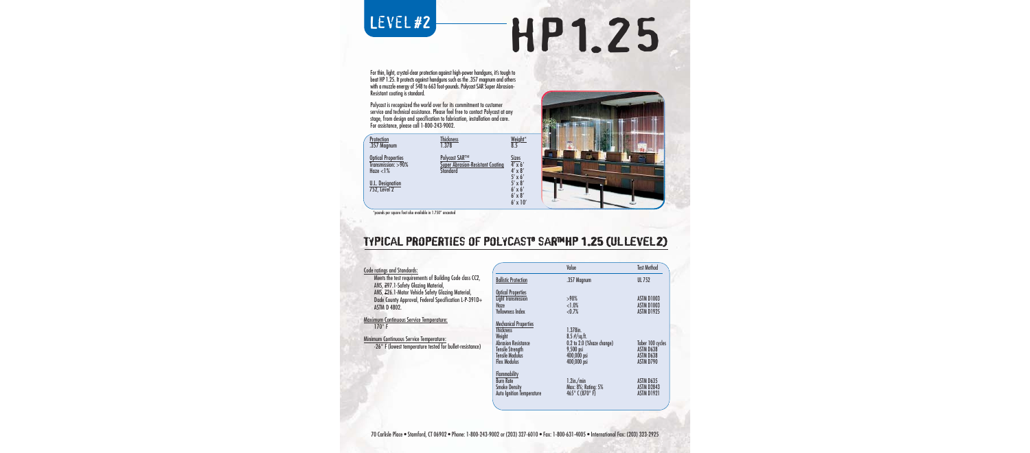LEVEL #2

# HP1.25

For thin, light, crystal-clear protection against high-power handguns, it's tough to beat HP 1.25. It protects against handguns such as the .357 magnum and others with a muzzle energy of 548 to 663 foot-pounds. Polycast SAR Super Abrasion-Resistant coating is standard.

Polycast is recognized the world over for its commitment to customer service and technical assistance. Please feel free to contact Polycast at any stage, from design and specification to fabrication, installation and care. For assistance, please call 1-800-243-9002.

| Protection | Thickness | Weight* |
|---|---|---|
| .357 Magnum | 1.378 | 8.5 |

| Optical Properties | Polycast SAR™ | Sizes |
|---|---|---|
| Transmission: >90% | Super Abrasion-Resistant Coating | 4' x 6' |
| Haze <1% | Standard | 4' x 8' |
| | | 5' x 6' |
| U.L. Designation | | 5' x 8' |
| 752, Level 2 | | 6' x 6' |
| | | 6' x 8' |
| | | 6' x 10' |

*pounds per square foot-also available in 1.250" uncoated

## TYPICAL PROPERTIES OF POLYCAST® SAR™ HP 1.25 (UL LEVEL 2)

Code ratings and Standards:

Meets the test requirements of Building Code class CC2, ANS, Z97.1-Safety Glazing Material, ANS, Z26.1-Motor Vehicle Safety Glazing Material, Dade County Approval, Federal Specification L-P-391D+ ASTM D 4802.

Maximum Continuous Service Temperature:

170° F

Minimum Continuous Service Temperature:

-26° F (lowest temperature tested for bullet-resistance)

| | Value | Test Method |
|---|---|---|
| Ballistic Protection | .357 Magnum | UL 752 |
| **Optical Properties** | | |
| Light Transmission | >90% | ASTM D1003 |
| Haze | <1.0% | ASTM D1003 |
| Yellowness Index | <0.7% | ASTM D1925 |
| **Mechanical Properties** | | |
| Thickness | 1.378in. | |
| Weight | 8.5 #/sq.ft. | |
| Abrasion Resistance | 0.2 to 2.0 (%haze change) | Taber 100 cycles |
| Tensile Strength | 9,500 psi | ASTM D638 |
| Tensile Modulus | 400,000 psi | ASTM D638 |
| Flex Modulus | 400,000 psi | ASTM D790 |
| **Flammability** | | |
| Burn Rate | 1.2in./min | ASTM D635 |
| Smoke Density | Max: 8%; Rating: 5% | ASTM D2843 |
| Auto Ignition Temperature | 465° C (870° F) | ASTM D1921 |

70 Carlisle Place • Stamford, CT 06902 • Phone: 1-800-243-9002 or (203) 327-6010 • Fax: 1-800-631-4005 • International Fax: (203) 323-2925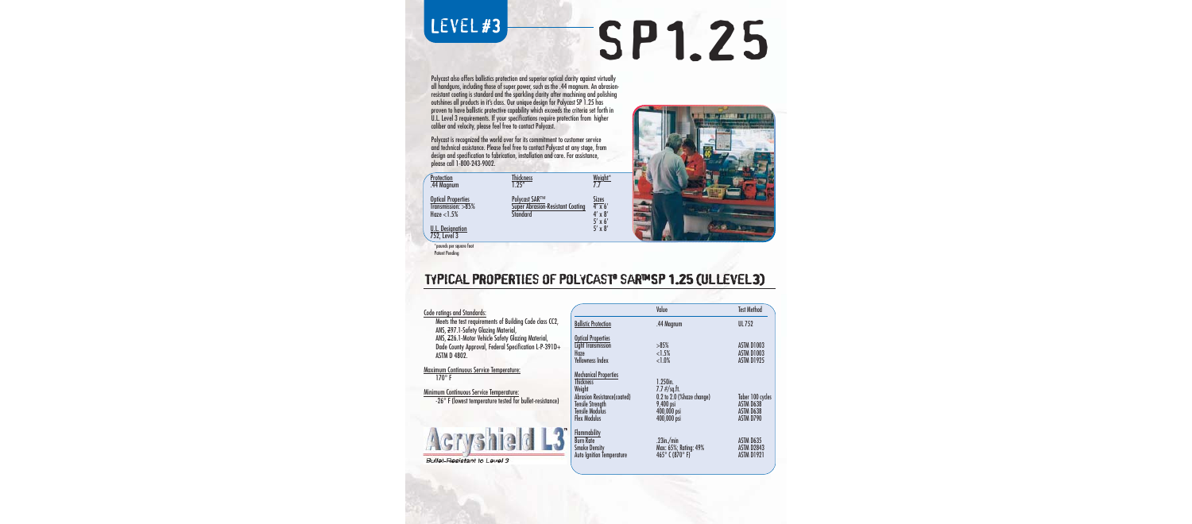# LEVEL #3

# SP1.25

Polycast also offers ballistics protection and superior optical clarity against virtually all handguns, including those of super power, such as the .44 magnum. An abrasion-resistant coating is standard and the sparkling clarity after machining and polishing outshines all products in it's class. Our unique design for Polycast SP 1.25 has proven to have ballistic protective capability which exceeds the criteria set forth in U.L. Level 3 requirements. If your specifications require protection from higher caliber and velocity, please feel free to contact Polycast.

Polycast is recognized the world over for its commitment to customer service and technical assistance. Please feel free to contact Polycast at any stage, from design and specification to fabrication, installation and care. For assistance, please call 1-800-243-9002.

| Protection | Thickness | Weight* |
|---|---|---|
| .44 Magnum | 1.25" | 7.7 |
| **Optical Properties** | **Polycast SAR™** | **Sizes** |
| Transmission: >85% | Super Abrasion-Resistant Coating | 4' x 6' |
| Haze <1.5% | Standard | 4' x 8' |
| | | 5' x 6' |
| **U.L. Designation** | | 5' x 8' |
| 752, Level 3 | | |

*pounds per square foot

Patent Pending

## TYPICAL PROPERTIES OF POLYCAST® SAR™ SP 1.25 (UL LEVEL 3)

Code ratings and Standards:

Meets the test requirements of Building Code class CC2, ANS, Z97.1-Safety Glazing Material, ANS, Z26.1-Motor Vehicle Safety Glazing Material, Dade County Approval, Federal Specification L-P-391D+ ASTM D 4802.

Maximum Continuous Service Temperature:

170° F

Minimum Continuous Service Temperature:

-26° F (lowest temperature tested for bullet-resistance)

Acryshield L3™

Bullet-Resistant to Level 3

| | Value | Test Method |
|---|---|---|
| **Ballistic Protection** | .44 Magnum | UL 752 |
| **Optical Properties** | | |
| Light Transmission | >85% | ASTM D1003 |
| Haze | <1.5% | ASTM D1003 |
| Yellowness Index | <1.0% | ASTM D1925 |
| **Mechanical Properties** | | |
| Thickness | 1.250in. | |
| Weight | 7.7 #/sq.ft. | |
| Abrasion Resistance(coated) | 0.2 to 2.0 (%haze change) | Taber 100 cycles |
| Tensile Strength | 9,400 psi | ASTM D638 |
| Tensile Modulus | 400,000 psi | ASTM D638 |
| Flex Modulus | 400,000 psi | ASTM D790 |
| **Flammability** | | |
| Burn Rate | .23in./min | ASTM D635 |
| Smoke Density | Max: 65%; Rating: 49% | ASTM D2843 |
| Auto Ignition Temperature | 465° C (870° F) | ASTM D1921 |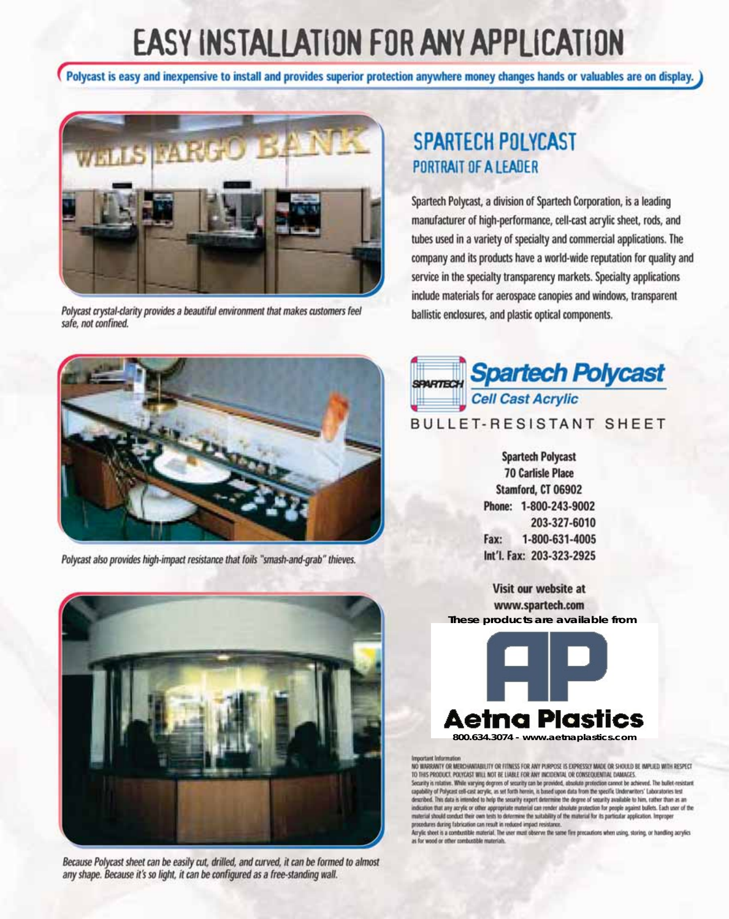# EASY INSTALLATION FOR ANY APPLICATION

**Polycast is easy and inexpensive to install and provides superior protection anywhere money changes hands or valuables are on display.**

*Polycast crystal-clarity provides a beautiful environment that makes customers feel safe, not confined.*

*Polycast also provides high-impact resistance that foils "smash-and-grab" thieves.*

*Because Polycast sheet can be easily cut, drilled, and curved, it can be formed to almost any shape. Because it's so light, it can be configured as a free-standing wall.*

## SPARTECH POLYCAST

### PORTRAIT OF A LEADER

Spartech Polycast, a division of Spartech Corporation, is a leading manufacturer of high-performance, cell-cast acrylic sheet, rods, and tubes used in a variety of specialty and commercial applications. The company and its products have a world-wide reputation for quality and service in the specialty transparency markets. Specialty applications include materials for aerospace canopies and windows, transparent ballistic enclosures, and plastic optical components.

SPARTECH **Spartech Polycast**
*Cell Cast Acrylic*
BULLET-RESISTANT SHEET

Spartech Polycast
70 Carlisle Place
Stamford, CT 06902
Phone: 1-800-243-9002
203-327-6010
Fax: 1-800-631-4005
Int'l. Fax: 203-323-2925

Visit our website at
www.spartech.com

**These products are available from**

**AP**
**Aetna Plastics**
800.634.3074 - www.aetnaplastics.com

Important Information
NO WARRANTY OR MERCHANTABILITY OR FITNESS FOR ANY PURPOSE IS EXPRESSLY MADE OR SHOULD BE IMPLIED WITH RESPECT TO THIS PRODUCT. POLYCAST WILL NOT BE LIABLE FOR ANY INCIDENTAL OR CONSEQUENTIAL DAMAGES.
Security is relative. While varying degrees of security can be provided, absolute protection cannot be achieved. The bullet-resistant capability of Polycast cell-cast acrylic, as set forth herein, is based upon data from the specific Underwriters' Laboratories test described. This data is intended to help the security expert determine the degree of security available to him, rather than as an indication that any acrylic or other appropriate material can render absolute protection for people against bullets. Each user of the material should conduct their own tests to determine the suitability of the material for its particular application. Improper procedures during fabrication can result in reduced impact resistance.
Acrylic sheet is a combustible material. The user must observe the same fire precautions when using, storing, or handling acrylics as for wood or other combustible materials.